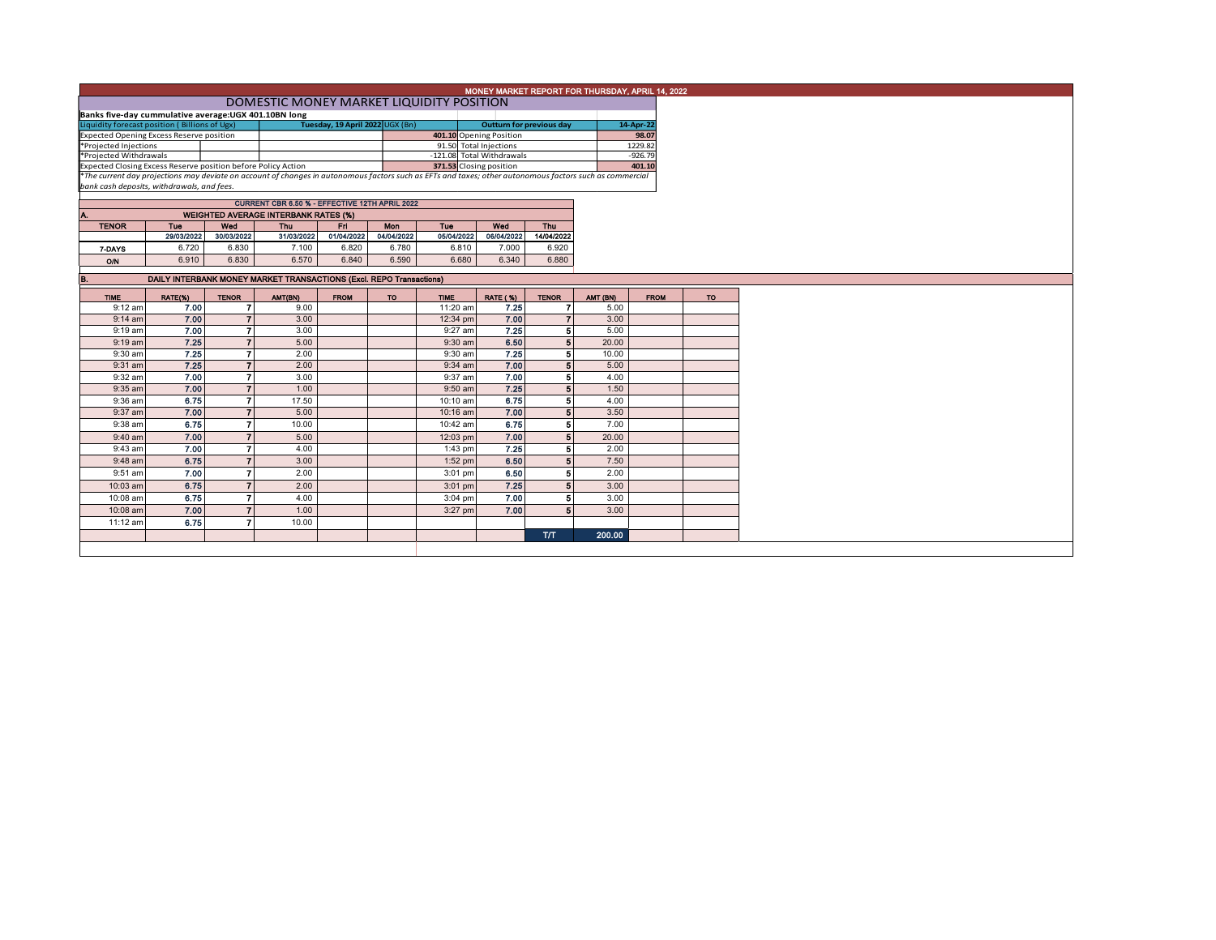# MONEY MARKET REPORT FOR THURSDAY, APRIL 14, 2022

## DOMESTIC MONEY MARKET LIQUIDITY POSITION

**Banks five-day cummulative average:UGX 401.10BN long**

| Liquidity forecast position ( Billions of Ugx) | Tuesday, 19 April 2022 UGX (Bn) | Outturn for previous day | 14-Apr-22 |
|---|---|---|---|
| Expected Opening Excess Reserve position | 401.10 | Opening Position | 98.07 |
| *Projected Injections | 91.50 | Total Injections | 1229.82 |
| *Projected Withdrawals | -121.08 | Total Withdrawals | -926.79 |
| Expected Closing Excess Reserve position before Policy Action | 371.53 | Closing position | 401.10 |

*The current day projections may deviate on account of changes in autonomous factors such as EFTs and taxes; other autonomous factors such as commercial bank cash deposits, withdrawals, and fees.*

**CURRENT CBR 6.50 % - EFFECTIVE 12TH APRIL 2022**

### A. WEIGHTED AVERAGE INTERBANK RATES (%)

| TENOR | Tue | Wed | Thu | Fri | Mon | Tue | Wed | Thu |
|---|---|---|---|---|---|---|---|---|
| | 29/03/2022 | 30/03/2022 | 31/03/2022 | 01/04/2022 | 04/04/2022 | 05/04/2022 | 06/04/2022 | 14/04/2022 |
| 7-DAYS | 6.720 | 6.830 | 7.100 | 6.820 | 6.780 | 6.810 | 7.000 | 6.920 |
| O/N | 6.910 | 6.830 | 6.570 | 6.840 | 6.590 | 6.680 | 6.340 | 6.880 |

### B. DAILY INTERBANK MONEY MARKET TRANSACTIONS (Excl. REPO Transactions)

| TIME | RATE(%) | TENOR | AMT(BN) | FROM | TO | TIME | RATE ( %) | TENOR | AMT (BN) | FROM | TO |
|---|---|---|---|---|---|---|---|---|---|---|---|
| 9:12 am | 7.00 | 7 | 9.00 | | | 11:20 am | 7.25 | 7 | 5.00 | | |
| 9:14 am | 7.00 | 7 | 3.00 | | | 12:34 pm | 7.00 | 7 | 3.00 | | |
| 9:19 am | 7.00 | 7 | 3.00 | | | 9:27 am | 7.25 | 5 | 5.00 | | |
| 9:19 am | 7.25 | 7 | 5.00 | | | 9:30 am | 6.50 | 5 | 20.00 | | |
| 9:30 am | 7.25 | 7 | 2.00 | | | 9:30 am | 7.25 | 5 | 10.00 | | |
| 9:31 am | 7.25 | 7 | 2.00 | | | 9:34 am | 7.00 | 5 | 5.00 | | |
| 9:32 am | 7.00 | 7 | 3.00 | | | 9:37 am | 7.00 | 5 | 4.00 | | |
| 9:35 am | 7.00 | 7 | 1.00 | | | 9:50 am | 7.25 | 5 | 1.50 | | |
| 9:36 am | 6.75 | 7 | 17.50 | | | 10:10 am | 6.75 | 5 | 4.00 | | |
| 9:37 am | 7.00 | 7 | 5.00 | | | 10:16 am | 7.00 | 5 | 3.50 | | |
| 9:38 am | 6.75 | 7 | 10.00 | | | 10:42 am | 6.75 | 5 | 7.00 | | |
| 9:40 am | 7.00 | 7 | 5.00 | | | 12:03 pm | 7.00 | 5 | 20.00 | | |
| 9:43 am | 7.00 | 7 | 4.00 | | | 1:43 pm | 7.25 | 5 | 2.00 | | |
| 9:48 am | 6.75 | 7 | 3.00 | | | 1:52 pm | 6.50 | 5 | 7.50 | | |
| 9:51 am | 7.00 | 7 | 2.00 | | | 3:01 pm | 6.50 | 5 | 2.00 | | |
| 10:03 am | 6.75 | 7 | 2.00 | | | 3:01 pm | 7.25 | 5 | 3.00 | | |
| 10:08 am | 6.75 | 7 | 4.00 | | | 3:04 pm | 7.00 | 5 | 3.00 | | |
| 10:08 am | 7.00 | 7 | 1.00 | | | 3:27 pm | 7.00 | 5 | 3.00 | | |
| 11:12 am | 6.75 | 7 | 10.00 | | | | | | | | |
| | | | | | | | | T/T | 200.00 | | |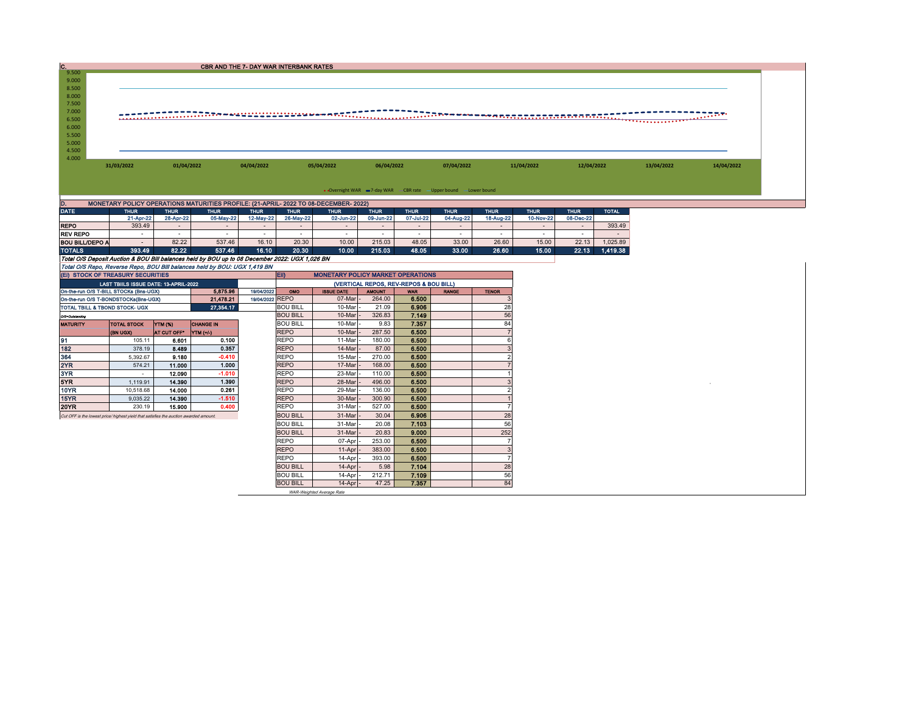## C. CBR AND THE 7- DAY WAR INTERBANK RATES

9.500
9.000
8.500
8.000
7.500
7.000
6.500
6.000
5.500
5.000
4.500
4.000

31/03/2022 01/04/2022 04/04/2022 05/04/2022 06/04/2022 07/04/2022 11/04/2022 12/04/2022 13/04/2022 14/04/2022

Overnight WAR — 7-day WAR — CBR rate — Upper bound — Lower bound

## D. MONETARY POLICY OPERATIONS MATURITIES PROFILE: (21-APRIL- 2022 TO 08-DECEMBER- 2022)

| DATE | THUR | THUR | THUR | THUR | THUR | THUR | THUR | THUR | THUR | THUR | THUR | THUR | TOTAL |
|---|---|---|---|---|---|---|---|---|---|---|---|---|---|
| | 21-Apr-22 | 28-Apr-22 | 05-May-22 | 12-May-22 | 26-May-22 | 02-Jun-22 | 09-Jun-22 | 07-Jul-22 | 04-Aug-22 | 18-Aug-22 | 10-Nov-22 | 08-Dec-22 | |
| REPO | 393.49 | - | - | - | - | - | - | - | - | - | - | - | 393.49 |
| REV REPO | - | - | - | - | - | - | - | - | - | - | - | - | - |
| BOU BILL/DEPO A | - | 82.22 | 537.46 | 16.10 | 20.30 | 10.00 | 215.03 | 48.05 | 33.00 | 26.60 | 15.00 | 22.13 | 1,025.89 |
| TOTALS | 393.49 | 82.22 | 537.46 | 16.10 | 20.30 | 10.00 | 215.03 | 48.05 | 33.00 | 26.60 | 15.00 | 22.13 | 1,419.38 |

*Total O/S Deposit Auction & BOU Bill balances held by BOU up to 08 December 2022: UGX 1,026 BN*

*Total O/S Repo, Reverse Repo, BOU Bill balances held by BOU: UGX 1,419 BN*

## (EI) STOCK OF TREASURY SECURITIES

| LAST TBIILS ISSUE DATE: 13-APRIL-2022 | | |
|---|---|---|
| On-the-run O/S T-BILL STOCKs (Bns-UGX) | 5,875.96 | 19/04/2022 |
| On-the-run O/S T-BONDSTOCKs(Bns-UGX) | 21,478.21 | 19/04/2022 |
| TOTAL TBILL & TBOND STOCK- UGX | 27,354.17 | |

*O/S=Outstanding*

| MATURITY | TOTAL STOCK (BN UGX) | YTM (%) AT CUT OFF* | CHANGE IN YTM (+/-) |
|---|---|---|---|
| 91 | 105.11 | 6.601 | 0.100 |
| 182 | 378.19 | 8.489 | 0.357 |
| 364 | 5,392.67 | 9.180 | -0.410 |
| 2YR | 574.21 | 11.000 | 1.000 |
| 3YR | - | 12.090 | -1.010 |
| 5YR | 1,119.91 | 14.390 | 1.390 |
| 10YR | 10,518.68 | 14.000 | 0.261 |
| 15YR | 9,035.22 | 14.390 | -1.510 |
| 20YR | 230.19 | 15.900 | 0.400 |

*Cut OFF is the lowest price/ highest yield that satisfies the auction awarded amount.*

## Eii) MONETARY POLICY MARKET OPERATIONS

(VERTICAL REPOS, REV-REPOS & BOU BILL)

| OMO | ISSUE DATE | AMOUNT | WAR | RANGE | TENOR |
|---|---|---|---|---|---|
| REPO | 07-Mar - | 264.00 | 6.500 | | 3 |
| BOU BILL | 10-Mar - | 21.09 | 6.906 | | 28 |
| BOU BILL | 10-Mar - | 326.83 | 7.149 | | 56 |
| BOU BILL | 10-Mar - | 9.83 | 7.357 | | 84 |
| REPO | 10-Mar - | 287.50 | 6.500 | | 7 |
| REPO | 11-Mar - | 180.00 | 6.500 | | 6 |
| REPO | 14-Mar - | 87.00 | 6.500 | | 3 |
| REPO | 15-Mar - | 270.00 | 6.500 | | 2 |
| REPO | 17-Mar - | 168.00 | 6.500 | | 7 |
| REPO | 23-Mar - | 110.00 | 6.500 | | 1 |
| REPO | 28-Mar - | 496.00 | 6.500 | | 3 |
| REPO | 29-Mar - | 136.00 | 6.500 | | 2 |
| REPO | 30-Mar - | 300.90 | 6.500 | | 1 |
| REPO | 31-Mar - | 527.00 | 6.500 | | 7 |
| BOU BILL | 31-Mar - | 30.04 | 6.906 | | 28 |
| BOU BILL | 31-Mar - | 20.08 | 7.103 | | 56 |
| BOU BILL | 31-Mar - | 20.83 | 9.000 | | 252 |
| REPO | 07-Apr - | 253.00 | 6.500 | | 7 |
| REPO | 11-Apr - | 383.00 | 6.500 | | 3 |
| REPO | 14-Apr - | 393.00 | 6.500 | | 7 |
| BOU BILL | 14-Apr - | 5.98 | 7.104 | | 28 |
| BOU BILL | 14-Apr - | 212.71 | 7.109 | | 56 |
| BOU BILL | 14-Apr - | 47.25 | 7.357 | | 84 |

*WAR-Weighted Average Rate*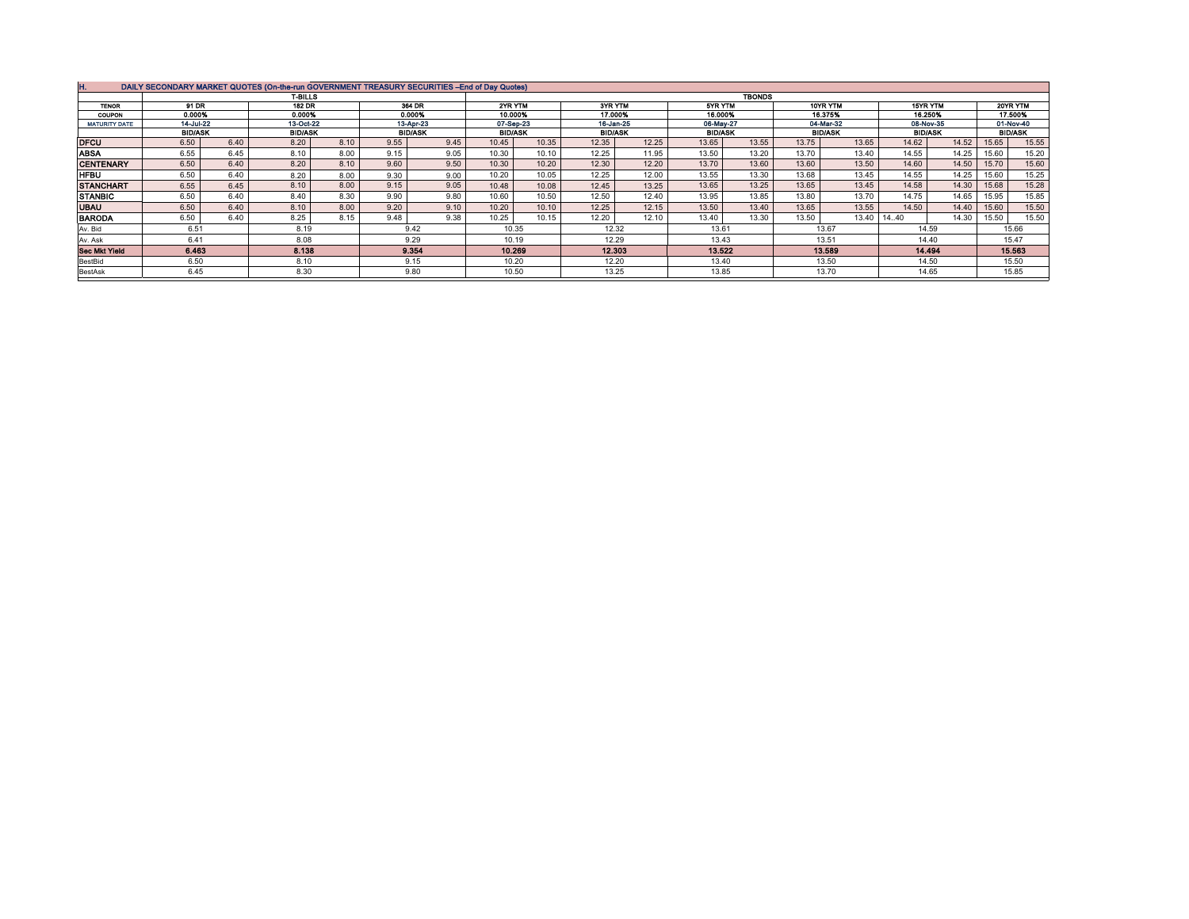| H. | DAILY SECONDARY MARKET QUOTES (On-the-run GOVERNMENT TREASURY SECURITIES –End of Day Quotes) | | | | | | | | | | | | | | | | | |
|---|---|---|---|---|---|---|---|---|---|---|---|---|---|---|---|---|---|---|
| | T-BILLS | | | | | | TBONDS | | | | | | | | | | | |
| TENOR | 91 DR | | 182 DR | | 364 DR | | 2YR YTM | | 3YR YTM | | 5YR YTM | | 10YR YTM | | 15YR YTM | | 20YR YTM | |
| COUPON | 0.000% | | 0.000% | | 0.000% | | 10.000% | | 17.000% | | 16.000% | | 16.375% | | 16.250% | | 17.500% | |
| MATURITY DATE | 14-Jul-22 | | 13-Oct-22 | | 13-Apr-23 | | 07-Sep-23 | | 16-Jan-25 | | 06-May-27 | | 04-Mar-32 | | 08-Nov-35 | | 01-Nov-40 | |
| | BID/ASK | | BID/ASK | | BID/ASK | | BID/ASK | | BID/ASK | | BID/ASK | | BID/ASK | | BID/ASK | | BID/ASK | |
| DFCU | 6.50 | 6.40 | 8.20 | 8.10 | 9.55 | 9.45 | 10.45 | 10.35 | 12.35 | 12.25 | 13.65 | 13.55 | 13.75 | 13.65 | 14.62 | 14.52 | 15.65 | 15.55 |
| ABSA | 6.55 | 6.45 | 8.10 | 8.00 | 9.15 | 9.05 | 10.30 | 10.10 | 12.25 | 11.95 | 13.50 | 13.20 | 13.70 | 13.40 | 14.55 | 14.25 | 15.60 | 15.20 |
| CENTENARY | 6.50 | 6.40 | 8.20 | 8.10 | 9.60 | 9.50 | 10.30 | 10.20 | 12.30 | 12.20 | 13.70 | 13.60 | 13.60 | 13.50 | 14.60 | 14.50 | 15.70 | 15.60 |
| HFBU | 6.50 | 6.40 | 8.20 | 8.00 | 9.30 | 9.00 | 10.20 | 10.05 | 12.25 | 12.00 | 13.55 | 13.30 | 13.68 | 13.45 | 14.55 | 14.25 | 15.60 | 15.25 |
| STANCHART | 6.55 | 6.45 | 8.10 | 8.00 | 9.15 | 9.05 | 10.48 | 10.08 | 12.45 | 13.25 | 13.65 | 13.25 | 13.65 | 13.45 | 14.58 | 14.30 | 15.68 | 15.28 |
| STANBIC | 6.50 | 6.40 | 8.40 | 8.30 | 9.90 | 9.80 | 10.60 | 10.50 | 12.50 | 12.40 | 13.95 | 13.85 | 13.80 | 13.70 | 14.75 | 14.65 | 15.95 | 15.85 |
| UBAU | 6.50 | 6.40 | 8.10 | 8.00 | 9.20 | 9.10 | 10.20 | 10.10 | 12.25 | 12.15 | 13.50 | 13.40 | 13.65 | 13.55 | 14.50 | 14.40 | 15.60 | 15.50 |
| BARODA | 6.50 | 6.40 | 8.25 | 8.15 | 9.48 | 9.38 | 10.25 | 10.15 | 12.20 | 12.10 | 13.40 | 13.30 | 13.50 | 13.40 | 14..40 | 14.30 | 15.50 | 15.50 |
| Av. Bid | 6.51 | | 8.19 | | 9.42 | | 10.35 | | 12.32 | | 13.61 | | 13.67 | | 14.59 | | 15.66 | |
| Av. Ask | 6.41 | | 8.08 | | 9.29 | | 10.19 | | 12.29 | | 13.43 | | 13.51 | | 14.40 | | 15.47 | |
| **Sec Mkt Yield** | **6.463** | | **8.138** | | **9.354** | | **10.269** | | **12.303** | | **13.522** | | **13.589** | | **14.494** | | **15.563** | |
| BestBid | 6.50 | | 8.10 | | 9.15 | | 10.20 | | 12.20 | | 13.40 | | 13.50 | | 14.50 | | 15.50 | |
| BestAsk | 6.45 | | 8.30 | | 9.80 | | 10.50 | | 13.25 | | 13.85 | | 13.70 | | 14.65 | | 15.85 | |